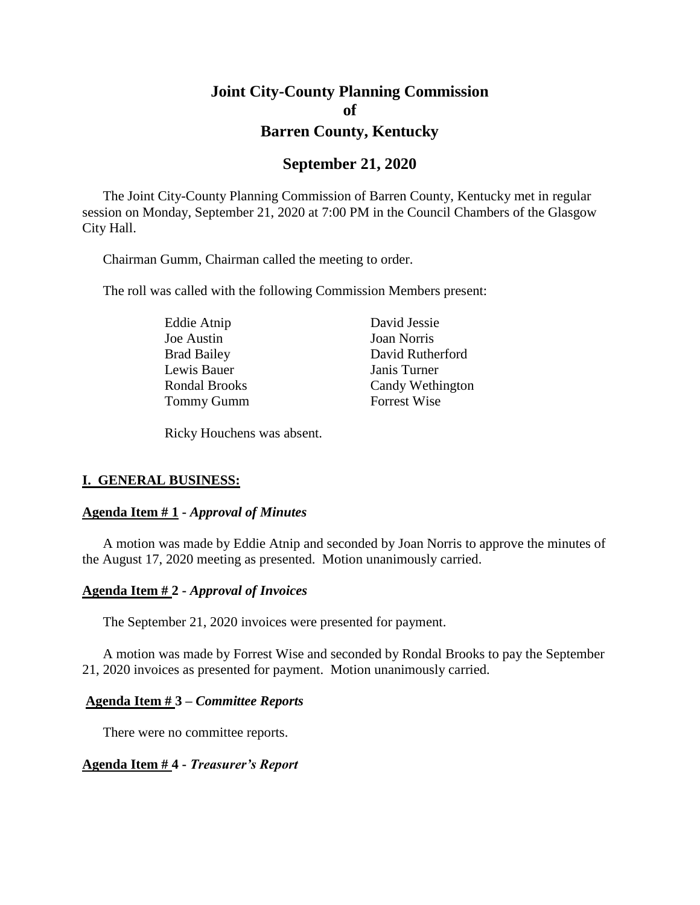# Joint City-County Planning Commission of Barren County, Kentucky

## September 21, 2020

The Joint City-County Planning Commission of Barren County, Kentucky met in regular session on Monday, September 21, 2020 at 7:00 PM in the Council Chambers of the Glasgow City Hall.

Chairman Gumm, Chairman called the meeting to order.

The roll was called with the following Commission Members present:

| | |
|---|---|
| Eddie Atnip | David Jessie |
| Joe Austin | Joan Norris |
| Brad Bailey | David Rutherford |
| Lewis Bauer | Janis Turner |
| Rondal Brooks | Candy Wethington |
| Tommy Gumm | Forrest Wise |

Ricky Houchens was absent.

**I. GENERAL BUSINESS:**

**Agenda Item # 1** - ***Approval of Minutes***

A motion was made by Eddie Atnip and seconded by Joan Norris to approve the minutes of the August 17, 2020 meeting as presented. Motion unanimously carried.

**Agenda Item # 2** - ***Approval of Invoices***

The September 21, 2020 invoices were presented for payment.

A motion was made by Forrest Wise and seconded by Rondal Brooks to pay the September 21, 2020 invoices as presented for payment. Motion unanimously carried.

**Agenda Item # 3** – ***Committee Reports***

There were no committee reports.

**Agenda Item # 4** - ***Treasurer's Report***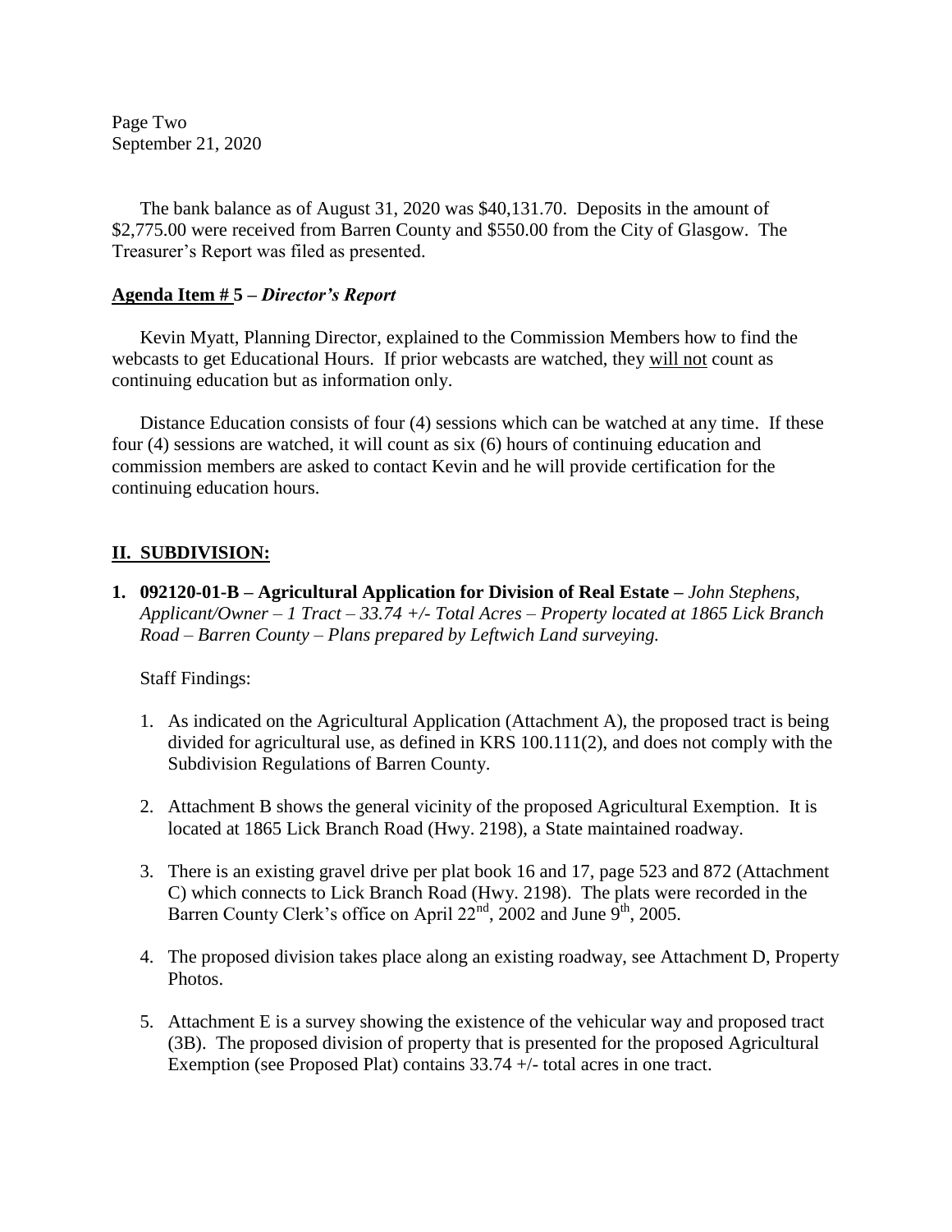The bank balance as of August 31, 2020 was $40,131.70. Deposits in the amount of $2,775.00 were received from Barren County and $550.00 from the City of Glasgow. The Treasurer's Report was filed as presented.

**Agenda Item # 5 –** ***Director's Report***

Kevin Myatt, Planning Director, explained to the Commission Members how to find the webcasts to get Educational Hours. If prior webcasts are watched, they will not count as continuing education but as information only.

Distance Education consists of four (4) sessions which can be watched at any time. If these four (4) sessions are watched, it will count as six (6) hours of continuing education and commission members are asked to contact Kevin and he will provide certification for the continuing education hours.

## II. SUBDIVISION:

**1. 092120-01-B – Agricultural Application for Division of Real Estate –** *John Stephens, Applicant/Owner – 1 Tract – 33.74 +/- Total Acres – Property located at 1865 Lick Branch Road – Barren County – Plans prepared by Leftwich Land surveying.*

Staff Findings:

1. As indicated on the Agricultural Application (Attachment A), the proposed tract is being divided for agricultural use, as defined in KRS 100.111(2), and does not comply with the Subdivision Regulations of Barren County.

2. Attachment B shows the general vicinity of the proposed Agricultural Exemption. It is located at 1865 Lick Branch Road (Hwy. 2198), a State maintained roadway.

3. There is an existing gravel drive per plat book 16 and 17, page 523 and 872 (Attachment C) which connects to Lick Branch Road (Hwy. 2198). The plats were recorded in the Barren County Clerk's office on April 22nd, 2002 and June 9th, 2005.

4. The proposed division takes place along an existing roadway, see Attachment D, Property Photos.

5. Attachment E is a survey showing the existence of the vehicular way and proposed tract (3B). The proposed division of property that is presented for the proposed Agricultural Exemption (see Proposed Plat) contains 33.74 +/- total acres in one tract.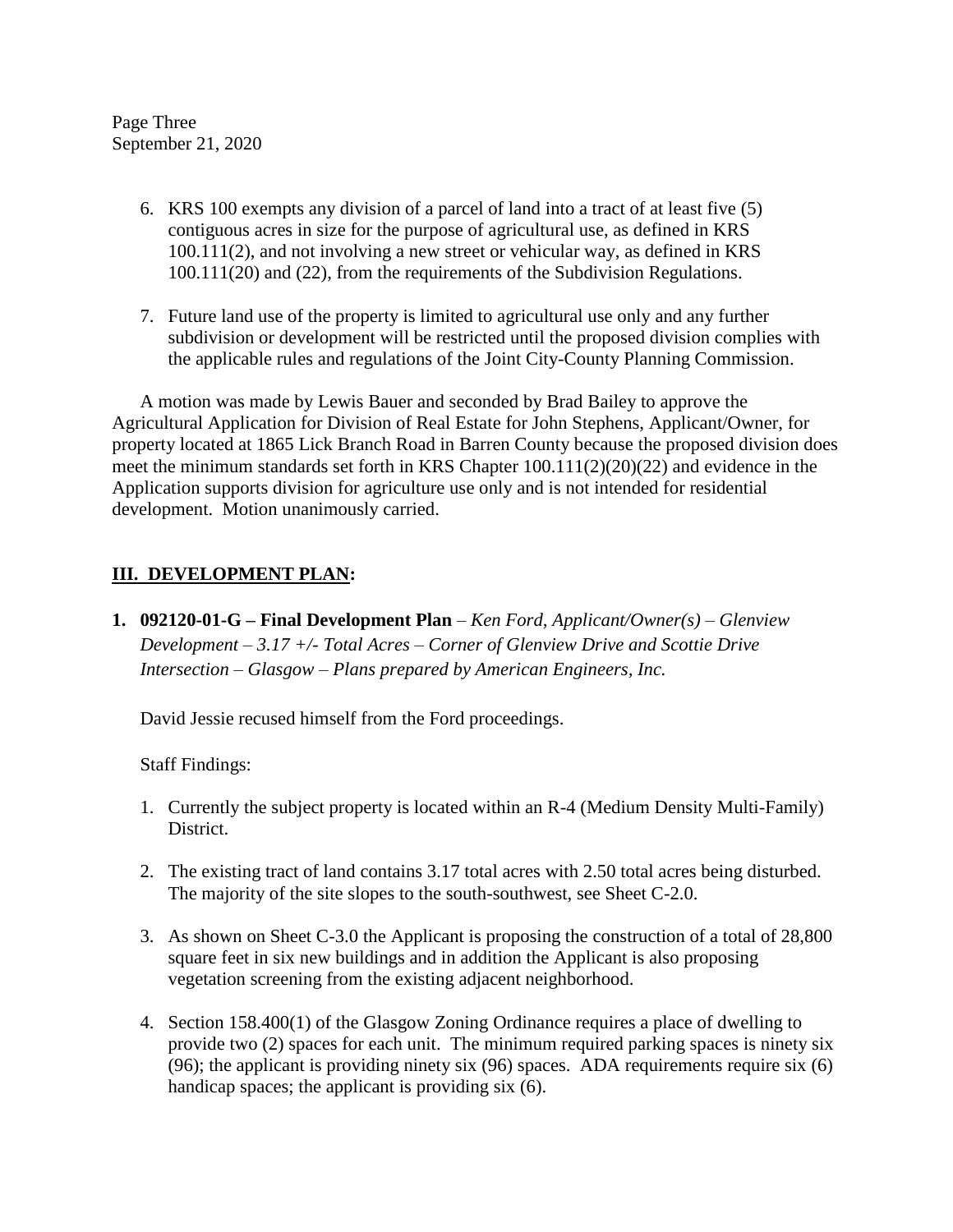6. KRS 100 exempts any division of a parcel of land into a tract of at least five (5) contiguous acres in size for the purpose of agricultural use, as defined in KRS 100.111(2), and not involving a new street or vehicular way, as defined in KRS 100.111(20) and (22), from the requirements of the Subdivision Regulations.

7. Future land use of the property is limited to agricultural use only and any further subdivision or development will be restricted until the proposed division complies with the applicable rules and regulations of the Joint City-County Planning Commission.

A motion was made by Lewis Bauer and seconded by Brad Bailey to approve the Agricultural Application for Division of Real Estate for John Stephens, Applicant/Owner, for property located at 1865 Lick Branch Road in Barren County because the proposed division does meet the minimum standards set forth in KRS Chapter 100.111(2)(20)(22) and evidence in the Application supports division for agriculture use only and is not intended for residential development. Motion unanimously carried.

## III. DEVELOPMENT PLAN:

**1. 092120-01-G – Final Development Plan** – *Ken Ford, Applicant/Owner(s) – Glenview Development – 3.17 +/- Total Acres – Corner of Glenview Drive and Scottie Drive Intersection – Glasgow – Plans prepared by American Engineers, Inc.*

David Jessie recused himself from the Ford proceedings.

Staff Findings:

1. Currently the subject property is located within an R-4 (Medium Density Multi-Family) District.

2. The existing tract of land contains 3.17 total acres with 2.50 total acres being disturbed. The majority of the site slopes to the south-southwest, see Sheet C-2.0.

3. As shown on Sheet C-3.0 the Applicant is proposing the construction of a total of 28,800 square feet in six new buildings and in addition the Applicant is also proposing vegetation screening from the existing adjacent neighborhood.

4. Section 158.400(1) of the Glasgow Zoning Ordinance requires a place of dwelling to provide two (2) spaces for each unit. The minimum required parking spaces is ninety six (96); the applicant is providing ninety six (96) spaces. ADA requirements require six (6) handicap spaces; the applicant is providing six (6).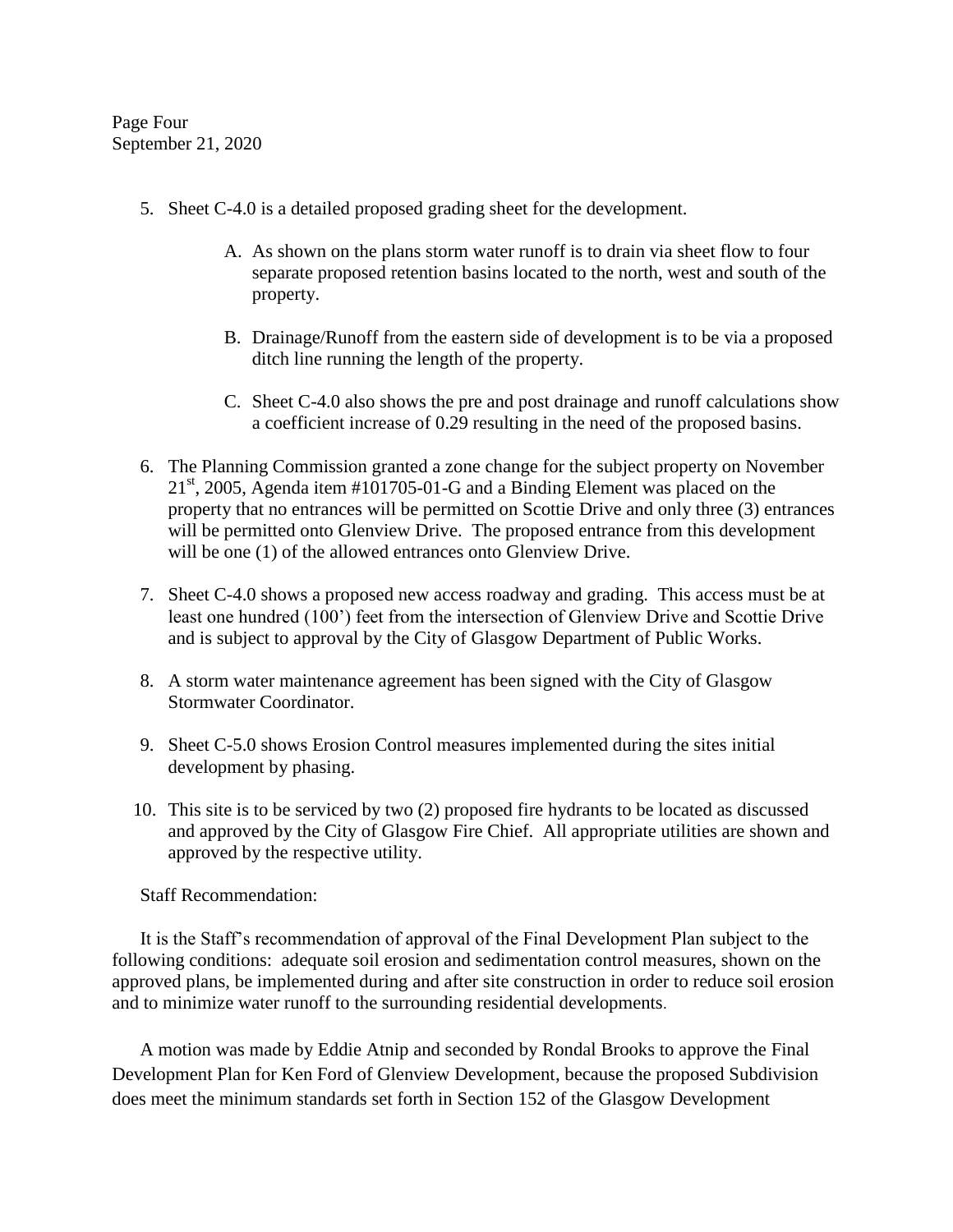5. Sheet C-4.0 is a detailed proposed grading sheet for the development.

    A. As shown on the plans storm water runoff is to drain via sheet flow to four separate proposed retention basins located to the north, west and south of the property.

    B. Drainage/Runoff from the eastern side of development is to be via a proposed ditch line running the length of the property.

    C. Sheet C-4.0 also shows the pre and post drainage and runoff calculations show a coefficient increase of 0.29 resulting in the need of the proposed basins.

6. The Planning Commission granted a zone change for the subject property on November 21st, 2005, Agenda item #101705-01-G and a Binding Element was placed on the property that no entrances will be permitted on Scottie Drive and only three (3) entrances will be permitted onto Glenview Drive. The proposed entrance from this development will be one (1) of the allowed entrances onto Glenview Drive.

7. Sheet C-4.0 shows a proposed new access roadway and grading. This access must be at least one hundred (100') feet from the intersection of Glenview Drive and Scottie Drive and is subject to approval by the City of Glasgow Department of Public Works.

8. A storm water maintenance agreement has been signed with the City of Glasgow Stormwater Coordinator.

9. Sheet C-5.0 shows Erosion Control measures implemented during the sites initial development by phasing.

10. This site is to be serviced by two (2) proposed fire hydrants to be located as discussed and approved by the City of Glasgow Fire Chief. All appropriate utilities are shown and approved by the respective utility.

Staff Recommendation:

It is the Staff's recommendation of approval of the Final Development Plan subject to the following conditions: adequate soil erosion and sedimentation control measures, shown on the approved plans, be implemented during and after site construction in order to reduce soil erosion and to minimize water runoff to the surrounding residential developments.

A motion was made by Eddie Atnip and seconded by Rondal Brooks to approve the Final Development Plan for Ken Ford of Glenview Development, because the proposed Subdivision does meet the minimum standards set forth in Section 152 of the Glasgow Development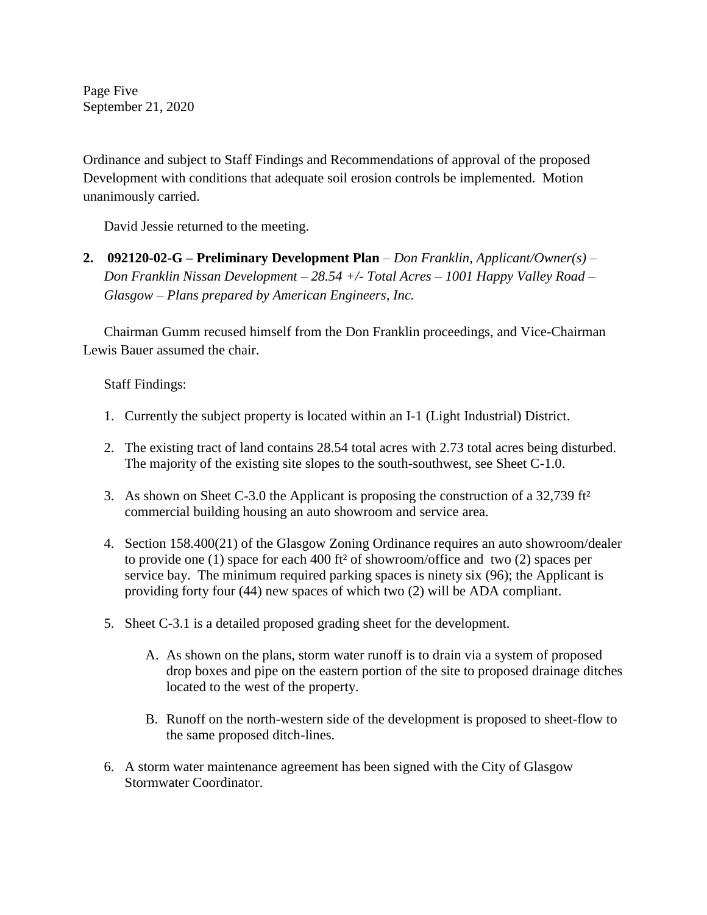Ordinance and subject to Staff Findings and Recommendations of approval of the proposed Development with conditions that adequate soil erosion controls be implemented. Motion unanimously carried.

David Jessie returned to the meeting.

**2. 092120-02-G – Preliminary Development Plan** – *Don Franklin, Applicant/Owner(s) – Don Franklin Nissan Development – 28.54 +/- Total Acres – 1001 Happy Valley Road – Glasgow – Plans prepared by American Engineers, Inc.*

Chairman Gumm recused himself from the Don Franklin proceedings, and Vice-Chairman Lewis Bauer assumed the chair.

Staff Findings:

1. Currently the subject property is located within an I-1 (Light Industrial) District.

2. The existing tract of land contains 28.54 total acres with 2.73 total acres being disturbed. The majority of the existing site slopes to the south-southwest, see Sheet C-1.0.

3. As shown on Sheet C-3.0 the Applicant is proposing the construction of a 32,739 ft² commercial building housing an auto showroom and service area.

4. Section 158.400(21) of the Glasgow Zoning Ordinance requires an auto showroom/dealer to provide one (1) space for each 400 ft² of showroom/office and two (2) spaces per service bay. The minimum required parking spaces is ninety six (96); the Applicant is providing forty four (44) new spaces of which two (2) will be ADA compliant.

5. Sheet C-3.1 is a detailed proposed grading sheet for the development.

   A. As shown on the plans, storm water runoff is to drain via a system of proposed drop boxes and pipe on the eastern portion of the site to proposed drainage ditches located to the west of the property.

   B. Runoff on the north-western side of the development is proposed to sheet-flow to the same proposed ditch-lines.

6. A storm water maintenance agreement has been signed with the City of Glasgow Stormwater Coordinator.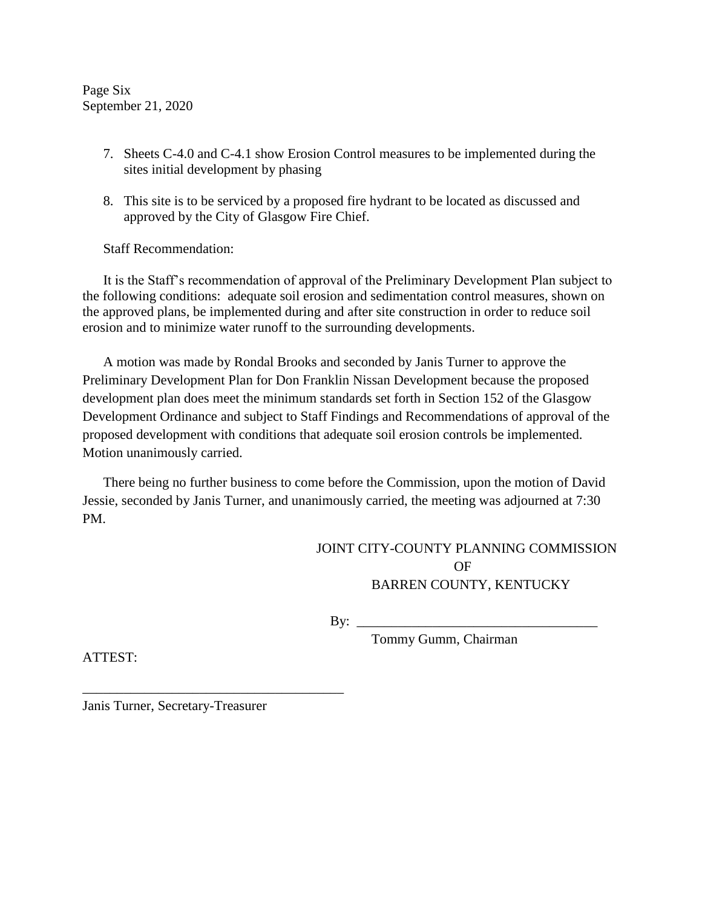Page Six
September 21, 2020

7. Sheets C-4.0 and C-4.1 show Erosion Control measures to be implemented during the sites initial development by phasing

8. This site is to be serviced by a proposed fire hydrant to be located as discussed and approved by the City of Glasgow Fire Chief.

Staff Recommendation:

It is the Staff's recommendation of approval of the Preliminary Development Plan subject to the following conditions: adequate soil erosion and sedimentation control measures, shown on the approved plans, be implemented during and after site construction in order to reduce soil erosion and to minimize water runoff to the surrounding developments.

A motion was made by Rondal Brooks and seconded by Janis Turner to approve the Preliminary Development Plan for Don Franklin Nissan Development because the proposed development plan does meet the minimum standards set forth in Section 152 of the Glasgow Development Ordinance and subject to Staff Findings and Recommendations of approval of the proposed development with conditions that adequate soil erosion controls be implemented. Motion unanimously carried.

There being no further business to come before the Commission, upon the motion of David Jessie, seconded by Janis Turner, and unanimously carried, the meeting was adjourned at 7:30 PM.

JOINT CITY-COUNTY PLANNING COMMISSION
OF
BARREN COUNTY, KENTUCKY

By: ___________________________________
Tommy Gumm, Chairman

ATTEST:

_____________________________________
Janis Turner, Secretary-Treasurer